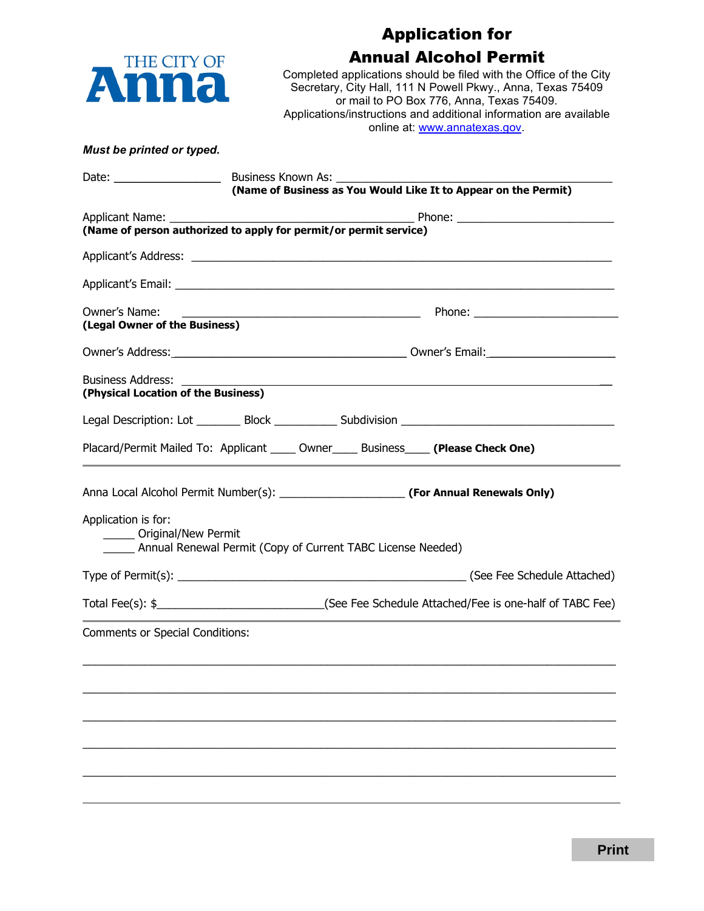THE CITY OF Anna

# Application for Annual Alcohol Permit

Completed applications should be filed with the Office of the City Secretary, City Hall, 111 N Powell Pkwy., Anna, Texas 75409 or mail to PO Box 776, Anna, Texas 75409.
Applications/instructions and additional information are available online at: www.annatexas.gov.

***Must be printed or typed.***

Date: _________________ Business Known As: _____________________________________________
**(Name of Business as You Would Like It to Appear on the Permit)**

Applicant Name: ________________________________________ Phone: _________________________
**(Name of person authorized to apply for permit/or permit service)**

Applicant's Address: _____________________________________________________________________

Applicant's Email: _______________________________________________________________________

Owner's Name: _______________________________________ Phone: _______________________
**(Legal Owner of the Business)**

Owner's Address: ______________________________________ Owner's Email: _____________________

Business Address: ______________________________________________________________________
**(Physical Location of the Business)**

Legal Description: Lot _______ Block __________ Subdivision __________________________________

Placard/Permit Mailed To: Applicant ____ Owner____ Business____ **(Please Check One)**

---

Anna Local Alcohol Permit Number(s): ____________________ **(For Annual Renewals Only)**

Application is for:

_____ Original/New Permit
_____ Annual Renewal Permit (Copy of Current TABC License Needed)

Type of Permit(s): _______________________________________________ (See Fee Schedule Attached)

Total Fee(s): $___________________________(See Fee Schedule Attached/Fee is one-half of TABC Fee)

---

Comments or Special Conditions:

_____________________________________________________________________________________

_____________________________________________________________________________________

_____________________________________________________________________________________

_____________________________________________________________________________________

_____________________________________________________________________________________

Print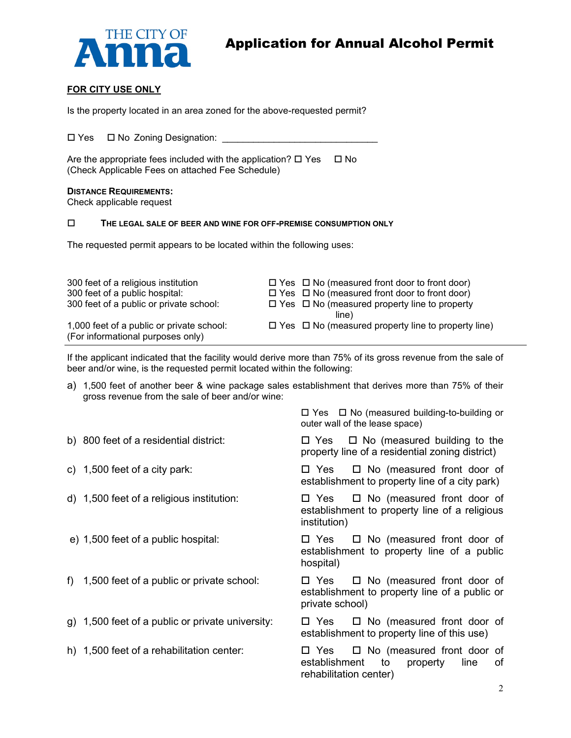# Application for Annual Alcohol Permit

**FOR CITY USE ONLY**

Is the property located in an area zoned for the above-requested permit?

☐ Yes ☐ No Zoning Designation: ______________________________

Are the appropriate fees included with the application? ☐ Yes ☐ No
(Check Applicable Fees on attached Fee Schedule)

**DISTANCE REQUIREMENTS:**
Check applicable request

☐ **THE LEGAL SALE OF BEER AND WINE FOR OFF-PREMISE CONSUMPTION ONLY**

The requested permit appears to be located within the following uses:

| | |
|---|---|
| 300 feet of a religious institution | ☐ Yes ☐ No (measured front door to front door) |
| 300 feet of a public hospital: | ☐ Yes ☐ No (measured front door to front door) |
| 300 feet of a public or private school: | ☐ Yes ☐ No (measured property line to property line) |
| 1,000 feet of a public or private school: (For informational purposes only) | ☐ Yes ☐ No (measured property line to property line) |

---

If the applicant indicated that the facility would derive more than 75% of its gross revenue from the sale of beer and/or wine, is the requested permit located within the following:

| | |
|---|---|
| a) 1,500 feet of another beer & wine package sales establishment that derives more than 75% of their gross revenue from the sale of beer and/or wine: | ☐ Yes ☐ No (measured building-to-building or outer wall of the lease space) |
| b) 800 feet of a residential district: | ☐ Yes ☐ No (measured building to the property line of a residential zoning district) |
| c) 1,500 feet of a city park: | ☐ Yes ☐ No (measured front door of establishment to property line of a city park) |
| d) 1,500 feet of a religious institution: | ☐ Yes ☐ No (measured front door of establishment to property line of a religious institution) |
| e) 1,500 feet of a public hospital: | ☐ Yes ☐ No (measured front door of establishment to property line of a public hospital) |
| f) 1,500 feet of a public or private school: | ☐ Yes ☐ No (measured front door of establishment to property line of a public or private school) |
| g) 1,500 feet of a public or private university: | ☐ Yes ☐ No (measured front door of establishment to property line of this use) |
| h) 1,500 feet of a rehabilitation center: | ☐ Yes ☐ No (measured front door of establishment to property line of rehabilitation center) |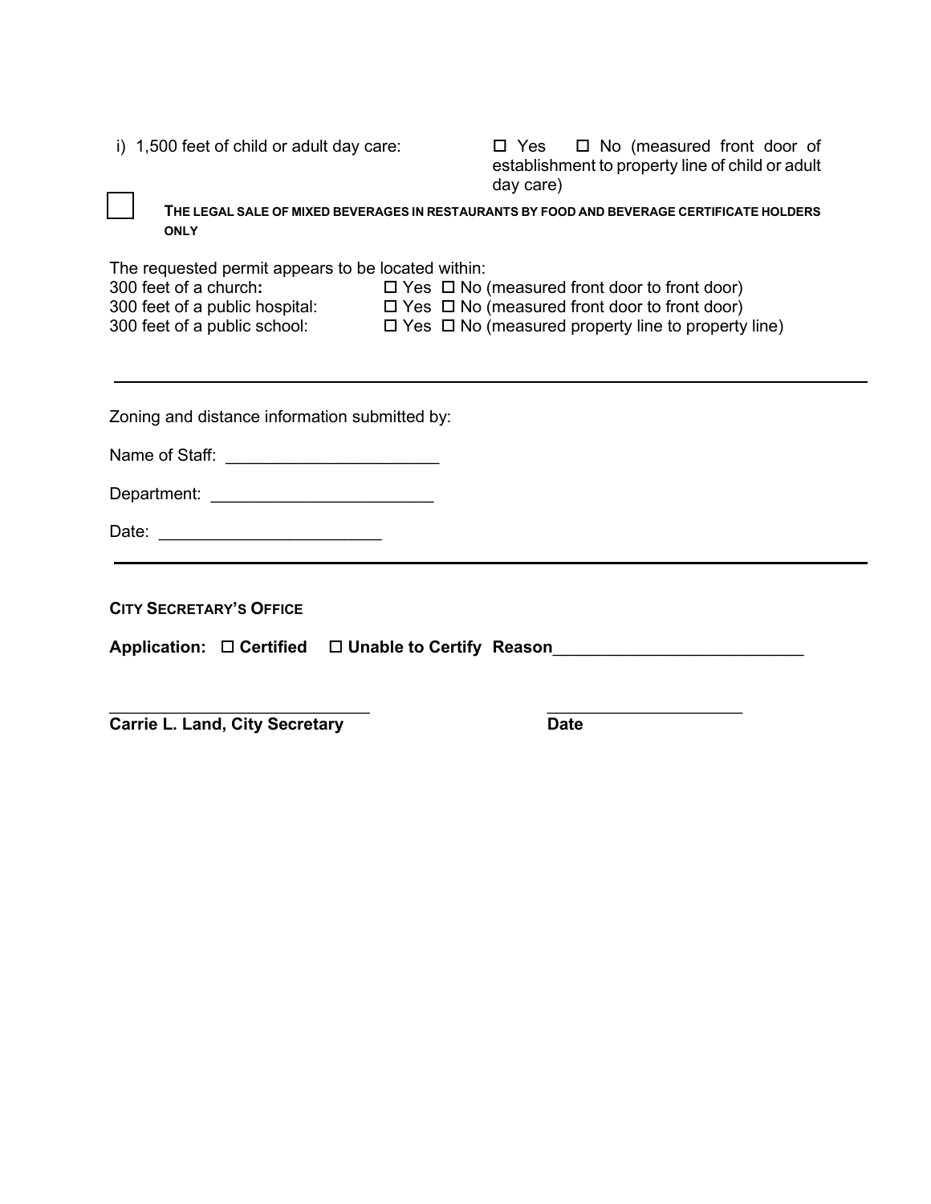i) 1,500 feet of child or adult day care: ☐ Yes ☐ No (measured front door of establishment to property line of child or adult day care)

☐ **THE LEGAL SALE OF MIXED BEVERAGES IN RESTAURANTS BY FOOD AND BEVERAGE CERTIFICATE HOLDERS ONLY**

The requested permit appears to be located within:

300 feet of a church**:** ☐ Yes ☐ No (measured front door to front door)

300 feet of a public hospital: ☐ Yes ☐ No (measured front door to front door)

300 feet of a public school: ☐ Yes ☐ No (measured property line to property line)

---

Zoning and distance information submitted by:

Name of Staff: ______________________

Department: _______________________

Date: _______________________

---

**CITY SECRETARY'S OFFICE**

**Application: ☐ Certified ☐ Unable to Certify Reason**__________________________

___________________________ _____________________

**Carrie L. Land, City Secretary** **Date**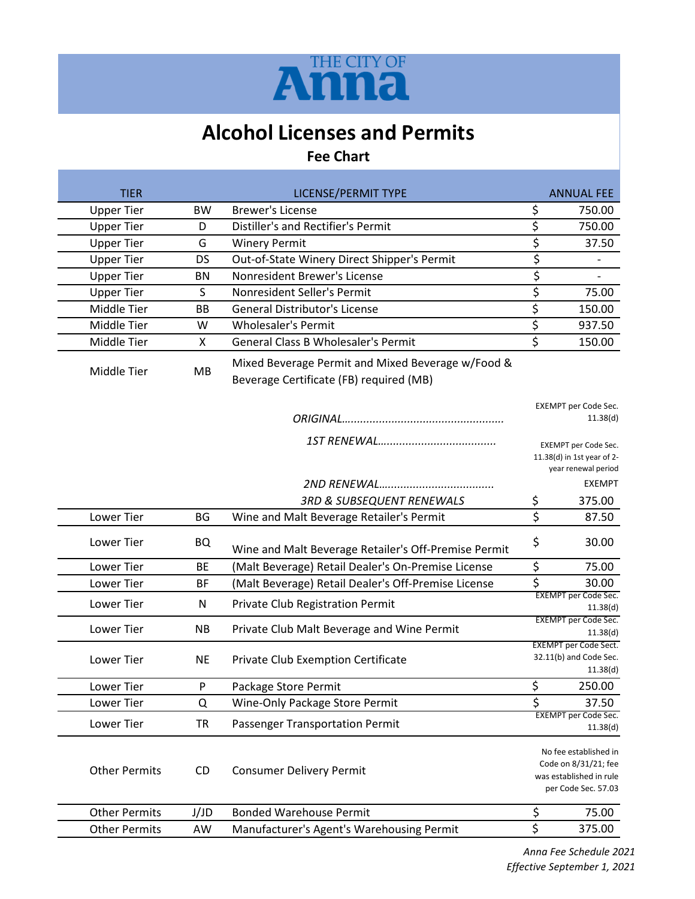THE CITY OF **Anna**

# Alcohol Licenses and Permits

## Fee Chart

| TIER | | LICENSE/PERMIT TYPE | ANNUAL FEE |
|---|---|---|---|
| Upper Tier | BW | Brewer's License | $ 750.00 |
| Upper Tier | D | Distiller's and Rectifier's Permit | $ 750.00 |
| Upper Tier | G | Winery Permit | $ 37.50 |
| Upper Tier | DS | Out-of-State Winery Direct Shipper's Permit | $ - |
| Upper Tier | BN | Nonresident Brewer's License | $ - |
| Upper Tier | S | Nonresident Seller's Permit | $ 75.00 |
| Middle Tier | BB | General Distributor's License | $ 150.00 |
| Middle Tier | W | Wholesaler's Permit | $ 937.50 |
| Middle Tier | X | General Class B Wholesaler's Permit | $ 150.00 |
| Middle Tier | MB | Mixed Beverage Permit and Mixed Beverage w/Food & Beverage Certificate (FB) required (MB) | |
| | | *ORIGINAL....................................................* | EXEMPT per Code Sec. 11.38(d) |
| | | *1ST RENEWAL......................................* | EXEMPT per Code Sec. 11.38(d) in 1st year of 2-year renewal period |
| | | *2ND RENEWAL.....................................* | EXEMPT |
| | | *3RD & SUBSEQUENT RENEWALS* | $ 375.00 |
| Lower Tier | BG | Wine and Malt Beverage Retailer's Permit | $ 87.50 |
| Lower Tier | BQ | Wine and Malt Beverage Retailer's Off-Premise Permit | $ 30.00 |
| Lower Tier | BE | (Malt Beverage) Retail Dealer's On-Premise License | $ 75.00 |
| Lower Tier | BF | (Malt Beverage) Retail Dealer's Off-Premise License | $ 30.00 |
| Lower Tier | N | Private Club Registration Permit | EXEMPT per Code Sec. 11.38(d) |
| Lower Tier | NB | Private Club Malt Beverage and Wine Permit | EXEMPT per Code Sec. 11.38(d) |
| Lower Tier | NE | Private Club Exemption Certificate | EXEMPT per Code Sect. 32.11(b) and Code Sec. 11.38(d) |
| Lower Tier | P | Package Store Permit | $ 250.00 |
| Lower Tier | Q | Wine-Only Package Store Permit | $ 37.50 |
| Lower Tier | TR | Passenger Transportation Permit | EXEMPT per Code Sec. 11.38(d) |
| Other Permits | CD | Consumer Delivery Permit | No fee established in Code on 8/31/21; fee was established in rule per Code Sec. 57.03 |
| Other Permits | J/JD | Bonded Warehouse Permit | $ 75.00 |
| Other Permits | AW | Manufacturer's Agent's Warehousing Permit | $ 375.00 |

*Anna Fee Schedule 2021*
*Effective September 1, 2021*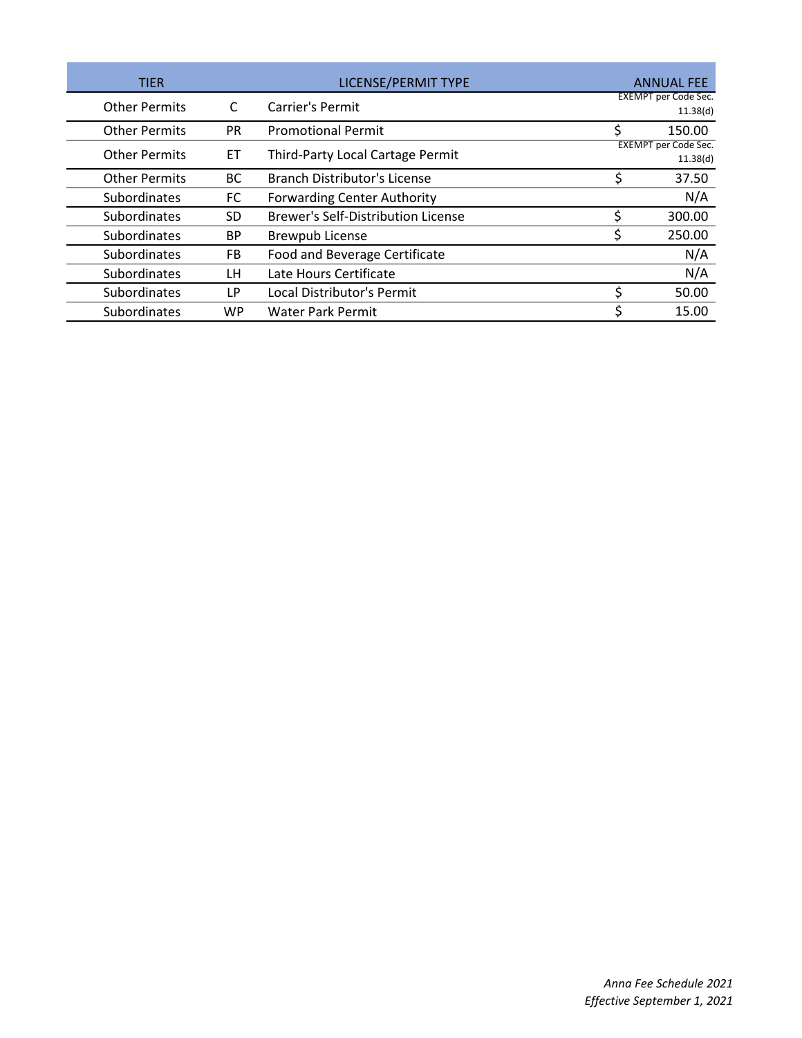| TIER | | LICENSE/PERMIT TYPE | ANNUAL FEE |
|---|---|---|---|
| Other Permits | C | Carrier's Permit | EXEMPT per Code Sec. 11.38(d) |
| Other Permits | PR | Promotional Permit | $ 150.00 |
| Other Permits | ET | Third-Party Local Cartage Permit | EXEMPT per Code Sec. 11.38(d) |
| Other Permits | BC | Branch Distributor's License | $ 37.50 |
| Subordinates | FC | Forwarding Center Authority | N/A |
| Subordinates | SD | Brewer's Self-Distribution License | $ 300.00 |
| Subordinates | BP | Brewpub License | $ 250.00 |
| Subordinates | FB | Food and Beverage Certificate | N/A |
| Subordinates | LH | Late Hours Certificate | N/A |
| Subordinates | LP | Local Distributor's Permit | $ 50.00 |
| Subordinates | WP | Water Park Permit | $ 15.00 |